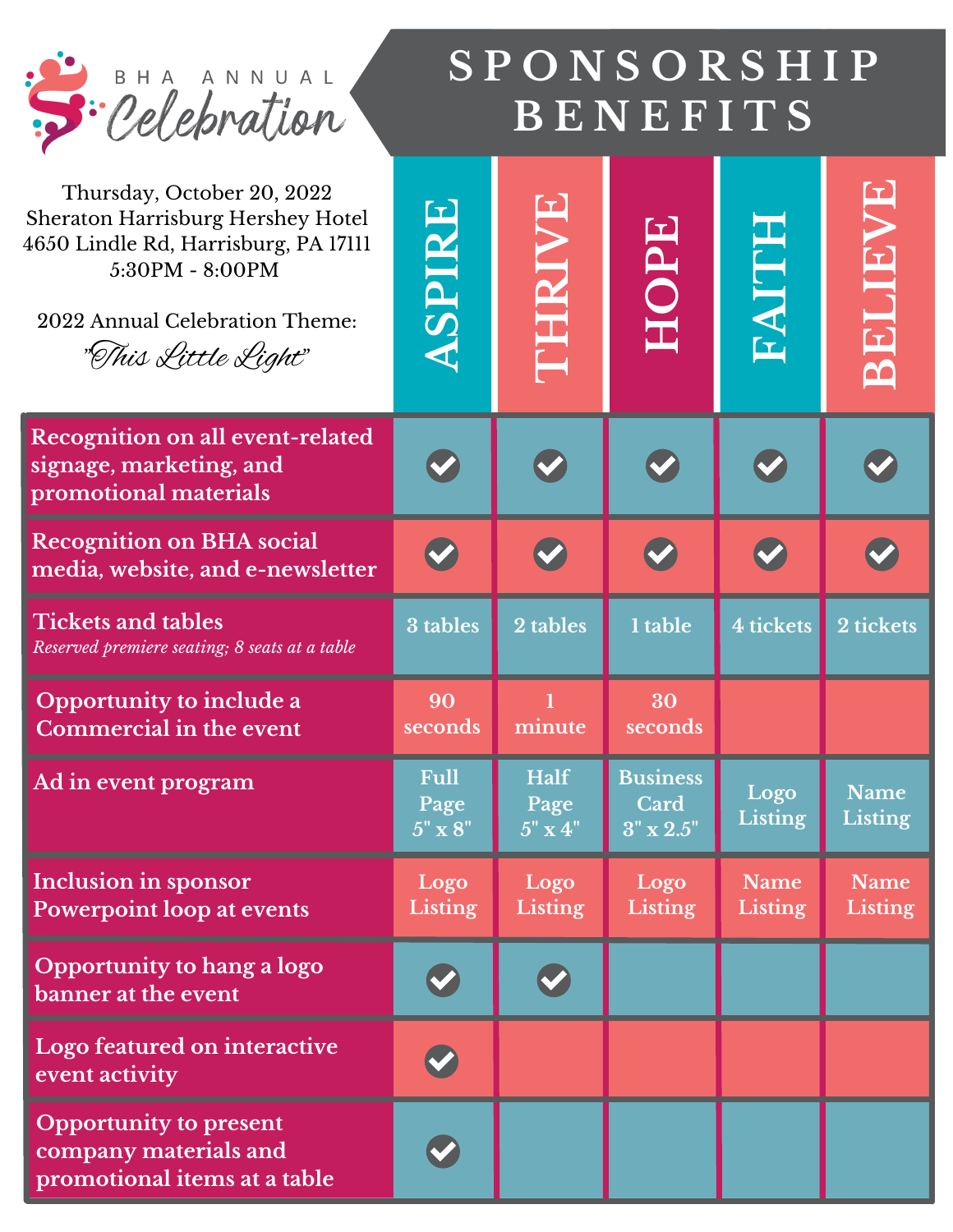# BHA ANNUAL Celebration

# SPONSORSHIP BENEFITS

Thursday, October 20, 2022
Sheraton Harrisburg Hershey Hotel
4650 Lindle Rd, Harrisburg, PA 17111
5:30PM - 8:00PM

2022 Annual Celebration Theme:
*"This Little Light"*

| | ASPIRE | THRIVE | HOPE | FAITH | BELIEVE |
|---|---|---|---|---|---|
| Recognition on all event-related signage, marketing, and promotional materials | ✓ | ✓ | ✓ | ✓ | ✓ |
| Recognition on BHA social media, website, and e-newsletter | ✓ | ✓ | ✓ | ✓ | ✓ |
| Tickets and tables *Reserved premiere seating; 8 seats at a table* | 3 tables | 2 tables | 1 table | 4 tickets | 2 tickets |
| Opportunity to include a Commercial in the event | 90 seconds | 1 minute | 30 seconds | | |
| Ad in event program | Full Page 5" x 8" | Half Page 5" x 4" | Business Card 3" x 2.5" | Logo Listing | Name Listing |
| Inclusion in sponsor Powerpoint loop at events | Logo Listing | Logo Listing | Logo Listing | Name Listing | Name Listing |
| Opportunity to hang a logo banner at the event | ✓ | ✓ | | | |
| Logo featured on interactive event activity | ✓ | | | | |
| Opportunity to present company materials and promotional items at a table | ✓ | | | | |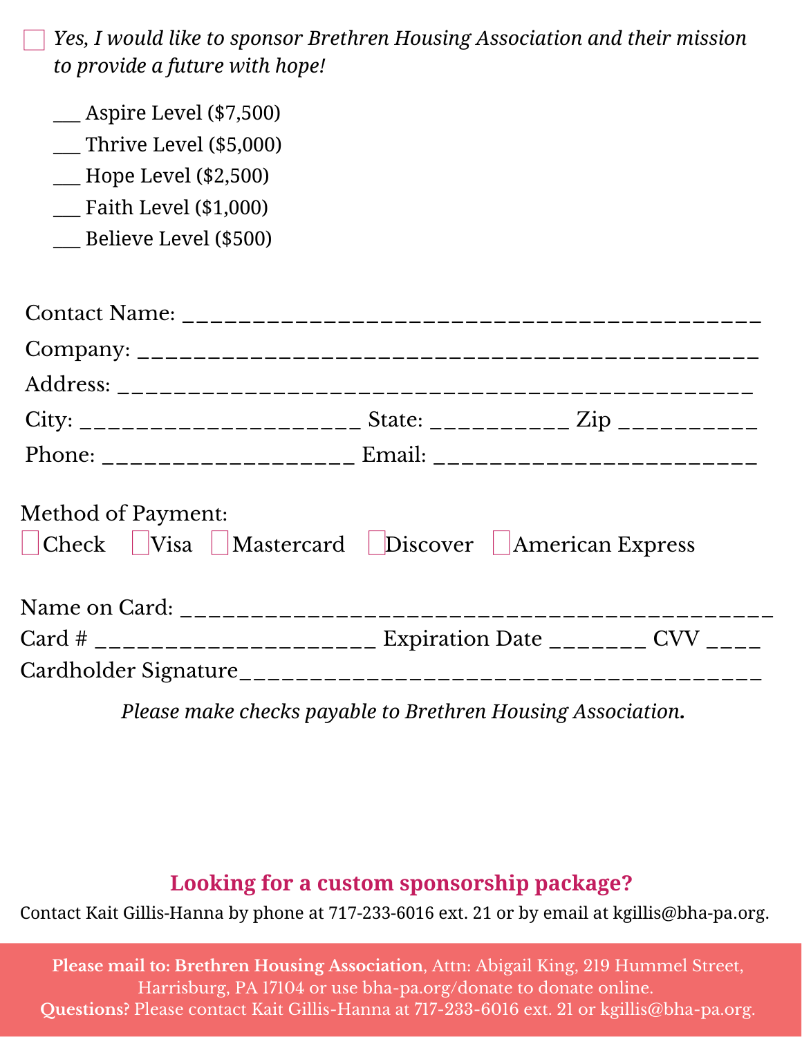☐ *Yes, I would like to sponsor Brethren Housing Association and their mission to provide a future with hope!*

___ Aspire Level ($7,500)
___ Thrive Level ($5,000)
___ Hope Level ($2,500)
___ Faith Level ($1,000)
___ Believe Level ($500)

Contact Name: ___________________________________________
Company: ______________________________________________
Address: _______________________________________________
City: ____________________ State: __________ Zip __________
Phone: ___________________ Email: ________________________

Method of Payment:
☐ Check ☐ Visa ☐ Mastercard ☐ Discover ☐ American Express

Name on Card: __________________________________________
Card # _____________________ Expiration Date _______ CVV ____
Cardholder Signature_____________________________________

*Please make checks payable to Brethren Housing Association.*

## Looking for a custom sponsorship package?

Contact Kait Gillis-Hanna by phone at 717-233-6016 ext. 21 or by email at kgillis@bha-pa.org.

**Please mail to: Brethren Housing Association**, Attn: Abigail King, 219 Hummel Street, Harrisburg, PA 17104 or use bha-pa.org/donate to donate online.
**Questions?** Please contact Kait Gillis-Hanna at 717-233-6016 ext. 21 or kgillis@bha-pa.org.